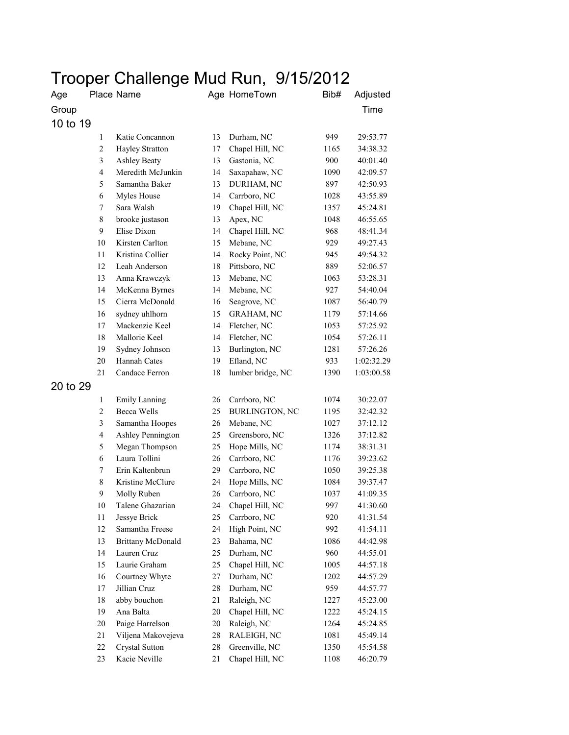# Trooper Challenge Mud Run, 9/15/2012

| Age Group | Place | Name | Age | HomeTown | Bib# | Adjusted Time |
|---|---|---|---|---|---|---|
| 10 to 19 | | | | | | |
| | 1 | Katie Concannon | 13 | Durham, NC | 949 | 29:53.77 |
| | 2 | Hayley Stratton | 17 | Chapel Hill, NC | 1165 | 34:38.32 |
| | 3 | Ashley Beaty | 13 | Gastonia, NC | 900 | 40:01.40 |
| | 4 | Meredith McJunkin | 14 | Saxapahaw, NC | 1090 | 42:09.57 |
| | 5 | Samantha Baker | 13 | DURHAM, NC | 897 | 42:50.93 |
| | 6 | Myles House | 14 | Carrboro, NC | 1028 | 43:55.89 |
| | 7 | Sara Walsh | 19 | Chapel Hill, NC | 1357 | 45:24.81 |
| | 8 | brooke justason | 13 | Apex, NC | 1048 | 46:55.65 |
| | 9 | Elise Dixon | 14 | Chapel Hill, NC | 968 | 48:41.34 |
| | 10 | Kirsten Carlton | 15 | Mebane, NC | 929 | 49:27.43 |
| | 11 | Kristina Collier | 14 | Rocky Point, NC | 945 | 49:54.32 |
| | 12 | Leah Anderson | 18 | Pittsboro, NC | 889 | 52:06.57 |
| | 13 | Anna Krawczyk | 13 | Mebane, NC | 1063 | 53:28.31 |
| | 14 | McKenna Byrnes | 14 | Mebane, NC | 927 | 54:40.04 |
| | 15 | Cierra McDonald | 16 | Seagrove, NC | 1087 | 56:40.79 |
| | 16 | sydney uhlhorn | 15 | GRAHAM, NC | 1179 | 57:14.66 |
| | 17 | Mackenzie Keel | 14 | Fletcher, NC | 1053 | 57:25.92 |
| | 18 | Mallorie Keel | 14 | Fletcher, NC | 1054 | 57:26.11 |
| | 19 | Sydney Johnson | 13 | Burlington, NC | 1281 | 57:26.26 |
| | 20 | Hannah Cates | 19 | Efland, NC | 933 | 1:02:32.29 |
| | 21 | Candace Ferron | 18 | lumber bridge, NC | 1390 | 1:03:00.58 |
| 20 to 29 | | | | | | |
| | 1 | Emily Lanning | 26 | Carrboro, NC | 1074 | 30:22.07 |
| | 2 | Becca Wells | 25 | BURLINGTON, NC | 1195 | 32:42.32 |
| | 3 | Samantha Hoopes | 26 | Mebane, NC | 1027 | 37:12.12 |
| | 4 | Ashley Pennington | 25 | Greensboro, NC | 1326 | 37:12.82 |
| | 5 | Megan Thompson | 25 | Hope Mills, NC | 1174 | 38:31.31 |
| | 6 | Laura Tollini | 26 | Carrboro, NC | 1176 | 39:23.62 |
| | 7 | Erin Kaltenbrun | 29 | Carrboro, NC | 1050 | 39:25.38 |
| | 8 | Kristine McClure | 24 | Hope Mills, NC | 1084 | 39:37.47 |
| | 9 | Molly Ruben | 26 | Carrboro, NC | 1037 | 41:09.35 |
| | 10 | Talene Ghazarian | 24 | Chapel Hill, NC | 997 | 41:30.60 |
| | 11 | Jessye Brick | 25 | Carrboro, NC | 920 | 41:31.54 |
| | 12 | Samantha Freese | 24 | High Point, NC | 992 | 41:54.11 |
| | 13 | Brittany McDonald | 23 | Bahama, NC | 1086 | 44:42.98 |
| | 14 | Lauren Cruz | 25 | Durham, NC | 960 | 44:55.01 |
| | 15 | Laurie Graham | 25 | Chapel Hill, NC | 1005 | 44:57.18 |
| | 16 | Courtney Whyte | 27 | Durham, NC | 1202 | 44:57.29 |
| | 17 | Jillian Cruz | 28 | Durham, NC | 959 | 44:57.77 |
| | 18 | abby bouchon | 21 | Raleigh, NC | 1227 | 45:23.00 |
| | 19 | Ana Balta | 20 | Chapel Hill, NC | 1222 | 45:24.15 |
| | 20 | Paige Harrelson | 20 | Raleigh, NC | 1264 | 45:24.85 |
| | 21 | Viljena Makovejeva | 28 | RALEIGH, NC | 1081 | 45:49.14 |
| | 22 | Crystal Sutton | 28 | Greenville, NC | 1350 | 45:54.58 |
| | 23 | Kacie Neville | 21 | Chapel Hill, NC | 1108 | 46:20.79 |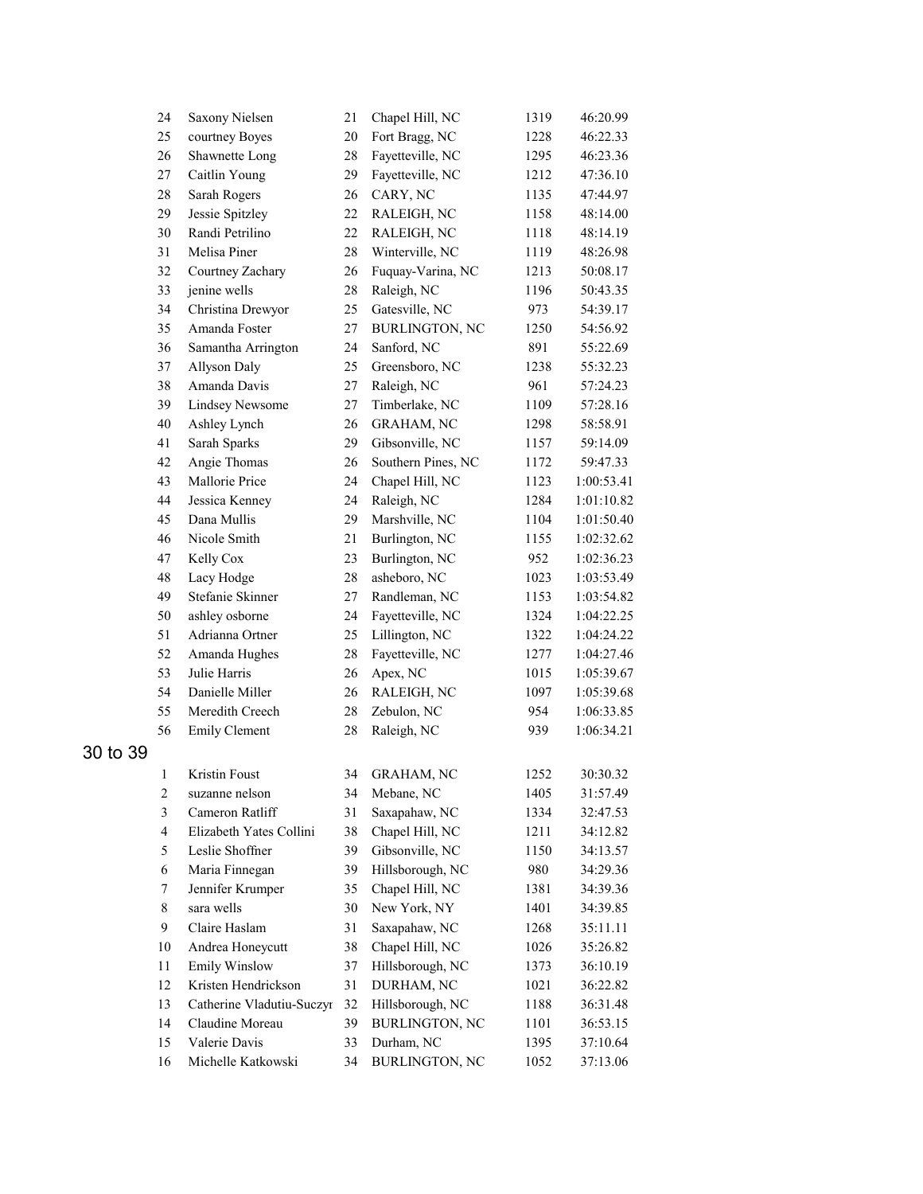| | | | | | |
|---|---|---|---|---|---|
| 24 | Saxony Nielsen | 21 | Chapel Hill, NC | 1319 | 46:20.99 |
| 25 | courtney Boyes | 20 | Fort Bragg, NC | 1228 | 46:22.33 |
| 26 | Shawnette Long | 28 | Fayetteville, NC | 1295 | 46:23.36 |
| 27 | Caitlin Young | 29 | Fayetteville, NC | 1212 | 47:36.10 |
| 28 | Sarah Rogers | 26 | CARY, NC | 1135 | 47:44.97 |
| 29 | Jessie Spitzley | 22 | RALEIGH, NC | 1158 | 48:14.00 |
| 30 | Randi Petrilino | 22 | RALEIGH, NC | 1118 | 48:14.19 |
| 31 | Melisa Piner | 28 | Winterville, NC | 1119 | 48:26.98 |
| 32 | Courtney Zachary | 26 | Fuquay-Varina, NC | 1213 | 50:08.17 |
| 33 | jenine wells | 28 | Raleigh, NC | 1196 | 50:43.35 |
| 34 | Christina Drewyor | 25 | Gatesville, NC | 973 | 54:39.17 |
| 35 | Amanda Foster | 27 | BURLINGTON, NC | 1250 | 54:56.92 |
| 36 | Samantha Arrington | 24 | Sanford, NC | 891 | 55:22.69 |
| 37 | Allyson Daly | 25 | Greensboro, NC | 1238 | 55:32.23 |
| 38 | Amanda Davis | 27 | Raleigh, NC | 961 | 57:24.23 |
| 39 | Lindsey Newsome | 27 | Timberlake, NC | 1109 | 57:28.16 |
| 40 | Ashley Lynch | 26 | GRAHAM, NC | 1298 | 58:58.91 |
| 41 | Sarah Sparks | 29 | Gibsonville, NC | 1157 | 59:14.09 |
| 42 | Angie Thomas | 26 | Southern Pines, NC | 1172 | 59:47.33 |
| 43 | Mallorie Price | 24 | Chapel Hill, NC | 1123 | 1:00:53.41 |
| 44 | Jessica Kenney | 24 | Raleigh, NC | 1284 | 1:01:10.82 |
| 45 | Dana Mullis | 29 | Marshville, NC | 1104 | 1:01:50.40 |
| 46 | Nicole Smith | 21 | Burlington, NC | 1155 | 1:02:32.62 |
| 47 | Kelly Cox | 23 | Burlington, NC | 952 | 1:02:36.23 |
| 48 | Lacy Hodge | 28 | asheboro, NC | 1023 | 1:03:53.49 |
| 49 | Stefanie Skinner | 27 | Randleman, NC | 1153 | 1:03:54.82 |
| 50 | ashley osborne | 24 | Fayetteville, NC | 1324 | 1:04:22.25 |
| 51 | Adrianna Ortner | 25 | Lillington, NC | 1322 | 1:04:24.22 |
| 52 | Amanda Hughes | 28 | Fayetteville, NC | 1277 | 1:04:27.46 |
| 53 | Julie Harris | 26 | Apex, NC | 1015 | 1:05:39.67 |
| 54 | Danielle Miller | 26 | RALEIGH, NC | 1097 | 1:05:39.68 |
| 55 | Meredith Creech | 28 | Zebulon, NC | 954 | 1:06:33.85 |
| 56 | Emily Clement | 28 | Raleigh, NC | 939 | 1:06:34.21 |

## 30 to 39

| | | | | | |
|---|---|---|---|---|---|
| 1 | Kristin Foust | 34 | GRAHAM, NC | 1252 | 30:30.32 |
| 2 | suzanne nelson | 34 | Mebane, NC | 1405 | 31:57.49 |
| 3 | Cameron Ratliff | 31 | Saxapahaw, NC | 1334 | 32:47.53 |
| 4 | Elizabeth Yates Collini | 38 | Chapel Hill, NC | 1211 | 34:12.82 |
| 5 | Leslie Shoffner | 39 | Gibsonville, NC | 1150 | 34:13.57 |
| 6 | Maria Finnegan | 39 | Hillsborough, NC | 980 | 34:29.36 |
| 7 | Jennifer Krumper | 35 | Chapel Hill, NC | 1381 | 34:39.36 |
| 8 | sara wells | 30 | New York, NY | 1401 | 34:39.85 |
| 9 | Claire Haslam | 31 | Saxapahaw, NC | 1268 | 35:11.11 |
| 10 | Andrea Honeycutt | 38 | Chapel Hill, NC | 1026 | 35:26.82 |
| 11 | Emily Winslow | 37 | Hillsborough, NC | 1373 | 36:10.19 |
| 12 | Kristen Hendrickson | 31 | DURHAM, NC | 1021 | 36:22.82 |
| 13 | Catherine Vladutiu-Suczyr | 32 | Hillsborough, NC | 1188 | 36:31.48 |
| 14 | Claudine Moreau | 39 | BURLINGTON, NC | 1101 | 36:53.15 |
| 15 | Valerie Davis | 33 | Durham, NC | 1395 | 37:10.64 |
| 16 | Michelle Katkowski | 34 | BURLINGTON, NC | 1052 | 37:13.06 |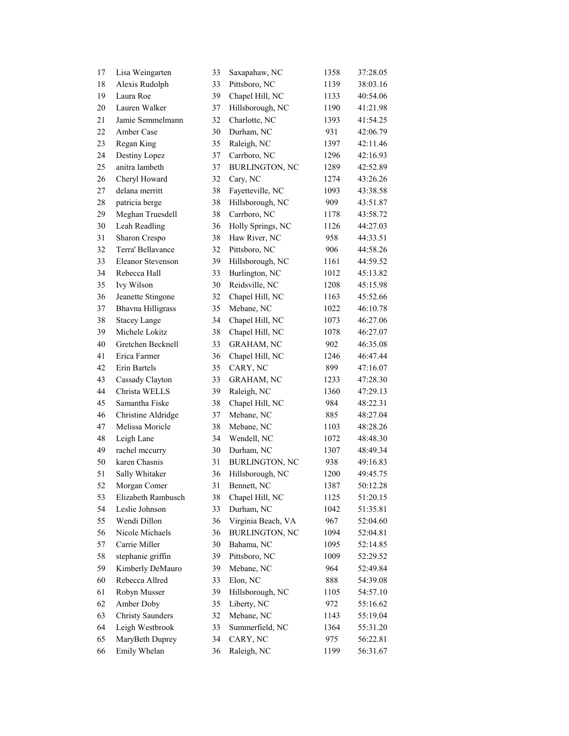| | | | | | |
|---|---|---|---|---|---|
| 17 | Lisa Weingarten | 33 | Saxapahaw, NC | 1358 | 37:28.05 |
| 18 | Alexis Rudolph | 33 | Pittsboro, NC | 1139 | 38:03.16 |
| 19 | Laura Roe | 39 | Chapel Hill, NC | 1133 | 40:54.06 |
| 20 | Lauren Walker | 37 | Hillsborough, NC | 1190 | 41:21.98 |
| 21 | Jamie Semmelmann | 32 | Charlotte, NC | 1393 | 41:54.25 |
| 22 | Amber Case | 30 | Durham, NC | 931 | 42:06.79 |
| 23 | Regan King | 35 | Raleigh, NC | 1397 | 42:11.46 |
| 24 | Destiny Lopez | 37 | Carrboro, NC | 1296 | 42:16.93 |
| 25 | anitra lambeth | 37 | BURLINGTON, NC | 1289 | 42:52.89 |
| 26 | Cheryl Howard | 32 | Cary, NC | 1274 | 43:26.26 |
| 27 | delana merritt | 38 | Fayetteville, NC | 1093 | 43:38.58 |
| 28 | patricia berge | 38 | Hillsborough, NC | 909 | 43:51.87 |
| 29 | Meghan Truesdell | 38 | Carrboro, NC | 1178 | 43:58.72 |
| 30 | Leah Readling | 36 | Holly Springs, NC | 1126 | 44:27.03 |
| 31 | Sharon Crespo | 38 | Haw River, NC | 958 | 44:33.51 |
| 32 | Terra' Bellavance | 32 | Pittsboro, NC | 906 | 44:58.26 |
| 33 | Eleanor Stevenson | 39 | Hillsborough, NC | 1161 | 44:59.52 |
| 34 | Rebecca Hall | 33 | Burlington, NC | 1012 | 45:13.82 |
| 35 | Ivy Wilson | 30 | Reidsville, NC | 1208 | 45:15.98 |
| 36 | Jeanette Stingone | 32 | Chapel Hill, NC | 1163 | 45:52.66 |
| 37 | Bhavna Hilligrass | 35 | Mebane, NC | 1022 | 46:10.78 |
| 38 | Stacey Lange | 34 | Chapel Hill, NC | 1073 | 46:27.06 |
| 39 | Michele Lokitz | 38 | Chapel Hill, NC | 1078 | 46:27.07 |
| 40 | Gretchen Becknell | 33 | GRAHAM, NC | 902 | 46:35.08 |
| 41 | Erica Farmer | 36 | Chapel Hill, NC | 1246 | 46:47.44 |
| 42 | Erin Bartels | 35 | CARY, NC | 899 | 47:16.07 |
| 43 | Cassady Clayton | 33 | GRAHAM, NC | 1233 | 47:28.30 |
| 44 | Christa WELLS | 39 | Raleigh, NC | 1360 | 47:29.13 |
| 45 | Samantha Fiske | 38 | Chapel Hill, NC | 984 | 48:22.31 |
| 46 | Christine Aldridge | 37 | Mebane, NC | 885 | 48:27.04 |
| 47 | Melissa Moricle | 38 | Mebane, NC | 1103 | 48:28.26 |
| 48 | Leigh Lane | 34 | Wendell, NC | 1072 | 48:48.30 |
| 49 | rachel mccurry | 30 | Durham, NC | 1307 | 48:49.34 |
| 50 | karen Chasnis | 31 | BURLINGTON, NC | 938 | 49:16.83 |
| 51 | Sally Whitaker | 36 | Hillsborough, NC | 1200 | 49:45.75 |
| 52 | Morgan Comer | 31 | Bennett, NC | 1387 | 50:12.28 |
| 53 | Elizabeth Rambusch | 38 | Chapel Hill, NC | 1125 | 51:20.15 |
| 54 | Leslie Johnson | 33 | Durham, NC | 1042 | 51:35.81 |
| 55 | Wendi Dillon | 36 | Virginia Beach, VA | 967 | 52:04.60 |
| 56 | Nicole Michaels | 36 | BURLINGTON, NC | 1094 | 52:04.81 |
| 57 | Carrie Miller | 30 | Bahama, NC | 1095 | 52:14.85 |
| 58 | stephanie griffin | 39 | Pittsboro, NC | 1009 | 52:29.52 |
| 59 | Kimberly DeMauro | 39 | Mebane, NC | 964 | 52:49.84 |
| 60 | Rebecca Allred | 33 | Elon, NC | 888 | 54:39.08 |
| 61 | Robyn Musser | 39 | Hillsborough, NC | 1105 | 54:57.10 |
| 62 | Amber Doby | 35 | Liberty, NC | 972 | 55:16.62 |
| 63 | Christy Saunders | 32 | Mebane, NC | 1143 | 55:19.04 |
| 64 | Leigh Westbrook | 33 | Summerfield, NC | 1364 | 55:31.20 |
| 65 | MaryBeth Duprey | 34 | CARY, NC | 975 | 56:22.81 |
| 66 | Emily Whelan | 36 | Raleigh, NC | 1199 | 56:31.67 |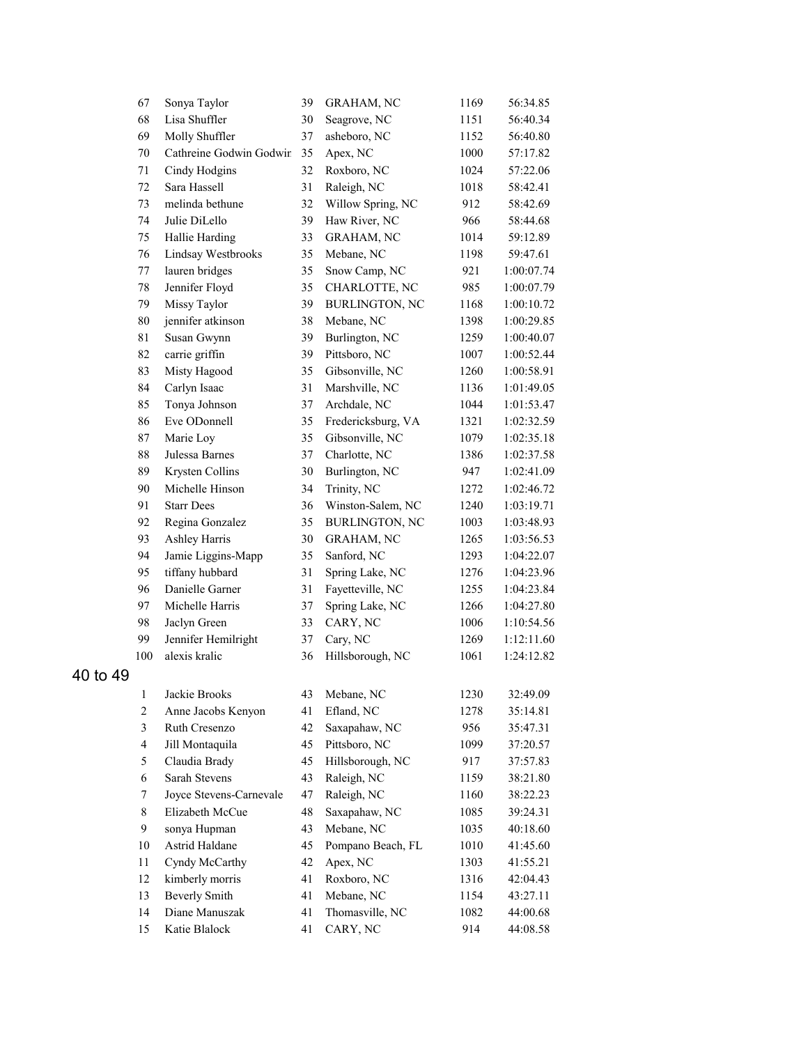| | | | | | |
|---|---|---|---|---|---|
| 67 | Sonya Taylor | 39 | GRAHAM, NC | 1169 | 56:34.85 |
| 68 | Lisa Shuffler | 30 | Seagrove, NC | 1151 | 56:40.34 |
| 69 | Molly Shuffler | 37 | asheboro, NC | 1152 | 56:40.80 |
| 70 | Cathreine Godwin Godwir | 35 | Apex, NC | 1000 | 57:17.82 |
| 71 | Cindy Hodgins | 32 | Roxboro, NC | 1024 | 57:22.06 |
| 72 | Sara Hassell | 31 | Raleigh, NC | 1018 | 58:42.41 |
| 73 | melinda bethune | 32 | Willow Spring, NC | 912 | 58:42.69 |
| 74 | Julie DiLello | 39 | Haw River, NC | 966 | 58:44.68 |
| 75 | Hallie Harding | 33 | GRAHAM, NC | 1014 | 59:12.89 |
| 76 | Lindsay Westbrooks | 35 | Mebane, NC | 1198 | 59:47.61 |
| 77 | lauren bridges | 35 | Snow Camp, NC | 921 | 1:00:07.74 |
| 78 | Jennifer Floyd | 35 | CHARLOTTE, NC | 985 | 1:00:07.79 |
| 79 | Missy Taylor | 39 | BURLINGTON, NC | 1168 | 1:00:10.72 |
| 80 | jennifer atkinson | 38 | Mebane, NC | 1398 | 1:00:29.85 |
| 81 | Susan Gwynn | 39 | Burlington, NC | 1259 | 1:00:40.07 |
| 82 | carrie griffin | 39 | Pittsboro, NC | 1007 | 1:00:52.44 |
| 83 | Misty Hagood | 35 | Gibsonville, NC | 1260 | 1:00:58.91 |
| 84 | Carlyn Isaac | 31 | Marshville, NC | 1136 | 1:01:49.05 |
| 85 | Tonya Johnson | 37 | Archdale, NC | 1044 | 1:01:53.47 |
| 86 | Eve ODonnell | 35 | Fredericksburg, VA | 1321 | 1:02:32.59 |
| 87 | Marie Loy | 35 | Gibsonville, NC | 1079 | 1:02:35.18 |
| 88 | Julessa Barnes | 37 | Charlotte, NC | 1386 | 1:02:37.58 |
| 89 | Krysten Collins | 30 | Burlington, NC | 947 | 1:02:41.09 |
| 90 | Michelle Hinson | 34 | Trinity, NC | 1272 | 1:02:46.72 |
| 91 | Starr Dees | 36 | Winston-Salem, NC | 1240 | 1:03:19.71 |
| 92 | Regina Gonzalez | 35 | BURLINGTON, NC | 1003 | 1:03:48.93 |
| 93 | Ashley Harris | 30 | GRAHAM, NC | 1265 | 1:03:56.53 |
| 94 | Jamie Liggins-Mapp | 35 | Sanford, NC | 1293 | 1:04:22.07 |
| 95 | tiffany hubbard | 31 | Spring Lake, NC | 1276 | 1:04:23.96 |
| 96 | Danielle Garner | 31 | Fayetteville, NC | 1255 | 1:04:23.84 |
| 97 | Michelle Harris | 37 | Spring Lake, NC | 1266 | 1:04:27.80 |
| 98 | Jaclyn Green | 33 | CARY, NC | 1006 | 1:10:54.56 |
| 99 | Jennifer Hemilright | 37 | Cary, NC | 1269 | 1:12:11.60 |
| 100 | alexis kralic | 36 | Hillsborough, NC | 1061 | 1:24:12.82 |

## 40 to 49

| | | | | | |
|---|---|---|---|---|---|
| 1 | Jackie Brooks | 43 | Mebane, NC | 1230 | 32:49.09 |
| 2 | Anne Jacobs Kenyon | 41 | Efland, NC | 1278 | 35:14.81 |
| 3 | Ruth Cresenzo | 42 | Saxapahaw, NC | 956 | 35:47.31 |
| 4 | Jill Montaquila | 45 | Pittsboro, NC | 1099 | 37:20.57 |
| 5 | Claudia Brady | 45 | Hillsborough, NC | 917 | 37:57.83 |
| 6 | Sarah Stevens | 43 | Raleigh, NC | 1159 | 38:21.80 |
| 7 | Joyce Stevens-Carnevale | 47 | Raleigh, NC | 1160 | 38:22.23 |
| 8 | Elizabeth McCue | 48 | Saxapahaw, NC | 1085 | 39:24.31 |
| 9 | sonya Hupman | 43 | Mebane, NC | 1035 | 40:18.60 |
| 10 | Astrid Haldane | 45 | Pompano Beach, FL | 1010 | 41:45.60 |
| 11 | Cyndy McCarthy | 42 | Apex, NC | 1303 | 41:55.21 |
| 12 | kimberly morris | 41 | Roxboro, NC | 1316 | 42:04.43 |
| 13 | Beverly Smith | 41 | Mebane, NC | 1154 | 43:27.11 |
| 14 | Diane Manuszak | 41 | Thomasville, NC | 1082 | 44:00.68 |
| 15 | Katie Blalock | 41 | CARY, NC | 914 | 44:08.58 |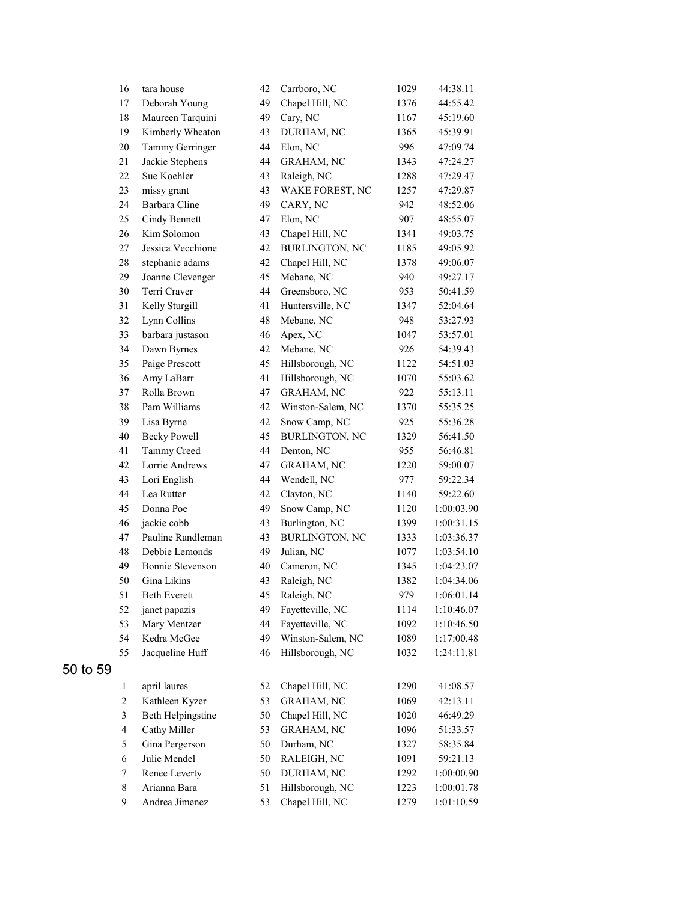| | | | | | |
|---|---|---|---|---|---|
| 16 | tara house | 42 | Carrboro, NC | 1029 | 44:38.11 |
| 17 | Deborah Young | 49 | Chapel Hill, NC | 1376 | 44:55.42 |
| 18 | Maureen Tarquini | 49 | Cary, NC | 1167 | 45:19.60 |
| 19 | Kimberly Wheaton | 43 | DURHAM, NC | 1365 | 45:39.91 |
| 20 | Tammy Gerringer | 44 | Elon, NC | 996 | 47:09.74 |
| 21 | Jackie Stephens | 44 | GRAHAM, NC | 1343 | 47:24.27 |
| 22 | Sue Koehler | 43 | Raleigh, NC | 1288 | 47:29.47 |
| 23 | missy grant | 43 | WAKE FOREST, NC | 1257 | 47:29.87 |
| 24 | Barbara Cline | 49 | CARY, NC | 942 | 48:52.06 |
| 25 | Cindy Bennett | 47 | Elon, NC | 907 | 48:55.07 |
| 26 | Kim Solomon | 43 | Chapel Hill, NC | 1341 | 49:03.75 |
| 27 | Jessica Vecchione | 42 | BURLINGTON, NC | 1185 | 49:05.92 |
| 28 | stephanie adams | 42 | Chapel Hill, NC | 1378 | 49:06.07 |
| 29 | Joanne Clevenger | 45 | Mebane, NC | 940 | 49:27.17 |
| 30 | Terri Craver | 44 | Greensboro, NC | 953 | 50:41.59 |
| 31 | Kelly Sturgill | 41 | Huntersville, NC | 1347 | 52:04.64 |
| 32 | Lynn Collins | 48 | Mebane, NC | 948 | 53:27.93 |
| 33 | barbara justason | 46 | Apex, NC | 1047 | 53:57.01 |
| 34 | Dawn Byrnes | 42 | Mebane, NC | 926 | 54:39.43 |
| 35 | Paige Prescott | 45 | Hillsborough, NC | 1122 | 54:51.03 |
| 36 | Amy LaBarr | 41 | Hillsborough, NC | 1070 | 55:03.62 |
| 37 | Rolla Brown | 47 | GRAHAM, NC | 922 | 55:13.11 |
| 38 | Pam Williams | 42 | Winston-Salem, NC | 1370 | 55:35.25 |
| 39 | Lisa Byrne | 42 | Snow Camp, NC | 925 | 55:36.28 |
| 40 | Becky Powell | 45 | BURLINGTON, NC | 1329 | 56:41.50 |
| 41 | Tammy Creed | 44 | Denton, NC | 955 | 56:46.81 |
| 42 | Lorrie Andrews | 47 | GRAHAM, NC | 1220 | 59:00.07 |
| 43 | Lori English | 44 | Wendell, NC | 977 | 59:22.34 |
| 44 | Lea Rutter | 42 | Clayton, NC | 1140 | 59:22.60 |
| 45 | Donna Poe | 49 | Snow Camp, NC | 1120 | 1:00:03.90 |
| 46 | jackie cobb | 43 | Burlington, NC | 1399 | 1:00:31.15 |
| 47 | Pauline Randleman | 43 | BURLINGTON, NC | 1333 | 1:03:36.37 |
| 48 | Debbie Lemonds | 49 | Julian, NC | 1077 | 1:03:54.10 |
| 49 | Bonnie Stevenson | 40 | Cameron, NC | 1345 | 1:04:23.07 |
| 50 | Gina Likins | 43 | Raleigh, NC | 1382 | 1:04:34.06 |
| 51 | Beth Everett | 45 | Raleigh, NC | 979 | 1:06:01.14 |
| 52 | janet papazis | 49 | Fayetteville, NC | 1114 | 1:10:46.07 |
| 53 | Mary Mentzer | 44 | Fayetteville, NC | 1092 | 1:10:46.50 |
| 54 | Kedra McGee | 49 | Winston-Salem, NC | 1089 | 1:17:00.48 |
| 55 | Jacqueline Huff | 46 | Hillsborough, NC | 1032 | 1:24:11.81 |

## 50 to 59

| | | | | | |
|---|---|---|---|---|---|
| 1 | april laures | 52 | Chapel Hill, NC | 1290 | 41:08.57 |
| 2 | Kathleen Kyzer | 53 | GRAHAM, NC | 1069 | 42:13.11 |
| 3 | Beth Helpingstine | 50 | Chapel Hill, NC | 1020 | 46:49.29 |
| 4 | Cathy Miller | 53 | GRAHAM, NC | 1096 | 51:33.57 |
| 5 | Gina Pergerson | 50 | Durham, NC | 1327 | 58:35.84 |
| 6 | Julie Mendel | 50 | RALEIGH, NC | 1091 | 59:21.13 |
| 7 | Renee Leverty | 50 | DURHAM, NC | 1292 | 1:00:00.90 |
| 8 | Arianna Bara | 51 | Hillsborough, NC | 1223 | 1:00:01.78 |
| 9 | Andrea Jimenez | 53 | Chapel Hill, NC | 1279 | 1:01:10.59 |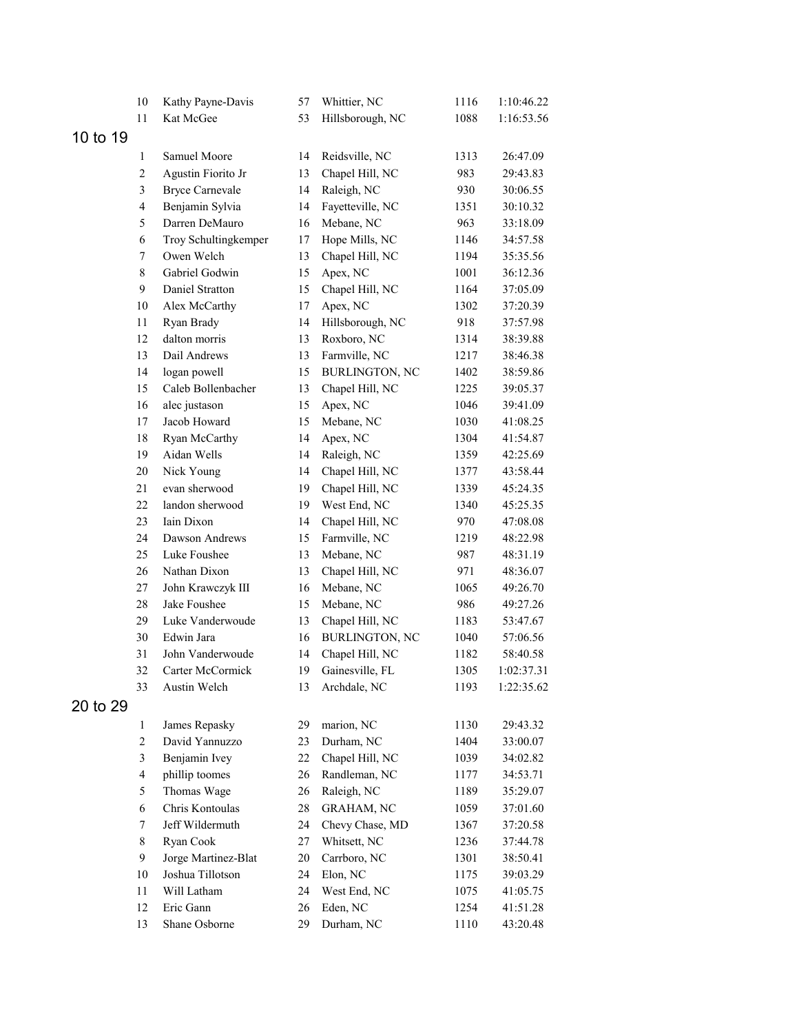| | | | | | |
|---|---|---|---|---|---|
| 10 | Kathy Payne-Davis | 57 | Whittier, NC | 1116 | 1:10:46.22 |
| 11 | Kat McGee | 53 | Hillsborough, NC | 1088 | 1:16:53.56 |

## 10 to 19

| | | | | | |
|---|---|---|---|---|---|
| 1 | Samuel Moore | 14 | Reidsville, NC | 1313 | 26:47.09 |
| 2 | Agustin Fiorito Jr | 13 | Chapel Hill, NC | 983 | 29:43.83 |
| 3 | Bryce Carnevale | 14 | Raleigh, NC | 930 | 30:06.55 |
| 4 | Benjamin Sylvia | 14 | Fayetteville, NC | 1351 | 30:10.32 |
| 5 | Darren DeMauro | 16 | Mebane, NC | 963 | 33:18.09 |
| 6 | Troy Schultingkemper | 17 | Hope Mills, NC | 1146 | 34:57.58 |
| 7 | Owen Welch | 13 | Chapel Hill, NC | 1194 | 35:35.56 |
| 8 | Gabriel Godwin | 15 | Apex, NC | 1001 | 36:12.36 |
| 9 | Daniel Stratton | 15 | Chapel Hill, NC | 1164 | 37:05.09 |
| 10 | Alex McCarthy | 17 | Apex, NC | 1302 | 37:20.39 |
| 11 | Ryan Brady | 14 | Hillsborough, NC | 918 | 37:57.98 |
| 12 | dalton morris | 13 | Roxboro, NC | 1314 | 38:39.88 |
| 13 | Dail Andrews | 13 | Farmville, NC | 1217 | 38:46.38 |
| 14 | logan powell | 15 | BURLINGTON, NC | 1402 | 38:59.86 |
| 15 | Caleb Bollenbacher | 13 | Chapel Hill, NC | 1225 | 39:05.37 |
| 16 | alec justason | 15 | Apex, NC | 1046 | 39:41.09 |
| 17 | Jacob Howard | 15 | Mebane, NC | 1030 | 41:08.25 |
| 18 | Ryan McCarthy | 14 | Apex, NC | 1304 | 41:54.87 |
| 19 | Aidan Wells | 14 | Raleigh, NC | 1359 | 42:25.69 |
| 20 | Nick Young | 14 | Chapel Hill, NC | 1377 | 43:58.44 |
| 21 | evan sherwood | 19 | Chapel Hill, NC | 1339 | 45:24.35 |
| 22 | landon sherwood | 19 | West End, NC | 1340 | 45:25.35 |
| 23 | Iain Dixon | 14 | Chapel Hill, NC | 970 | 47:08.08 |
| 24 | Dawson Andrews | 15 | Farmville, NC | 1219 | 48:22.98 |
| 25 | Luke Foushee | 13 | Mebane, NC | 987 | 48:31.19 |
| 26 | Nathan Dixon | 13 | Chapel Hill, NC | 971 | 48:36.07 |
| 27 | John Krawczyk III | 16 | Mebane, NC | 1065 | 49:26.70 |
| 28 | Jake Foushee | 15 | Mebane, NC | 986 | 49:27.26 |
| 29 | Luke Vanderwoude | 13 | Chapel Hill, NC | 1183 | 53:47.67 |
| 30 | Edwin Jara | 16 | BURLINGTON, NC | 1040 | 57:06.56 |
| 31 | John Vanderwoude | 14 | Chapel Hill, NC | 1182 | 58:40.58 |
| 32 | Carter McCormick | 19 | Gainesville, FL | 1305 | 1:02:37.31 |
| 33 | Austin Welch | 13 | Archdale, NC | 1193 | 1:22:35.62 |

## 20 to 29

| | | | | | |
|---|---|---|---|---|---|
| 1 | James Repasky | 29 | marion, NC | 1130 | 29:43.32 |
| 2 | David Yannuzzo | 23 | Durham, NC | 1404 | 33:00.07 |
| 3 | Benjamin Ivey | 22 | Chapel Hill, NC | 1039 | 34:02.82 |
| 4 | phillip toomes | 26 | Randleman, NC | 1177 | 34:53.71 |
| 5 | Thomas Wage | 26 | Raleigh, NC | 1189 | 35:29.07 |
| 6 | Chris Kontoulas | 28 | GRAHAM, NC | 1059 | 37:01.60 |
| 7 | Jeff Wildermuth | 24 | Chevy Chase, MD | 1367 | 37:20.58 |
| 8 | Ryan Cook | 27 | Whitsett, NC | 1236 | 37:44.78 |
| 9 | Jorge Martinez-Blat | 20 | Carrboro, NC | 1301 | 38:50.41 |
| 10 | Joshua Tillotson | 24 | Elon, NC | 1175 | 39:03.29 |
| 11 | Will Latham | 24 | West End, NC | 1075 | 41:05.75 |
| 12 | Eric Gann | 26 | Eden, NC | 1254 | 41:51.28 |
| 13 | Shane Osborne | 29 | Durham, NC | 1110 | 43:20.48 |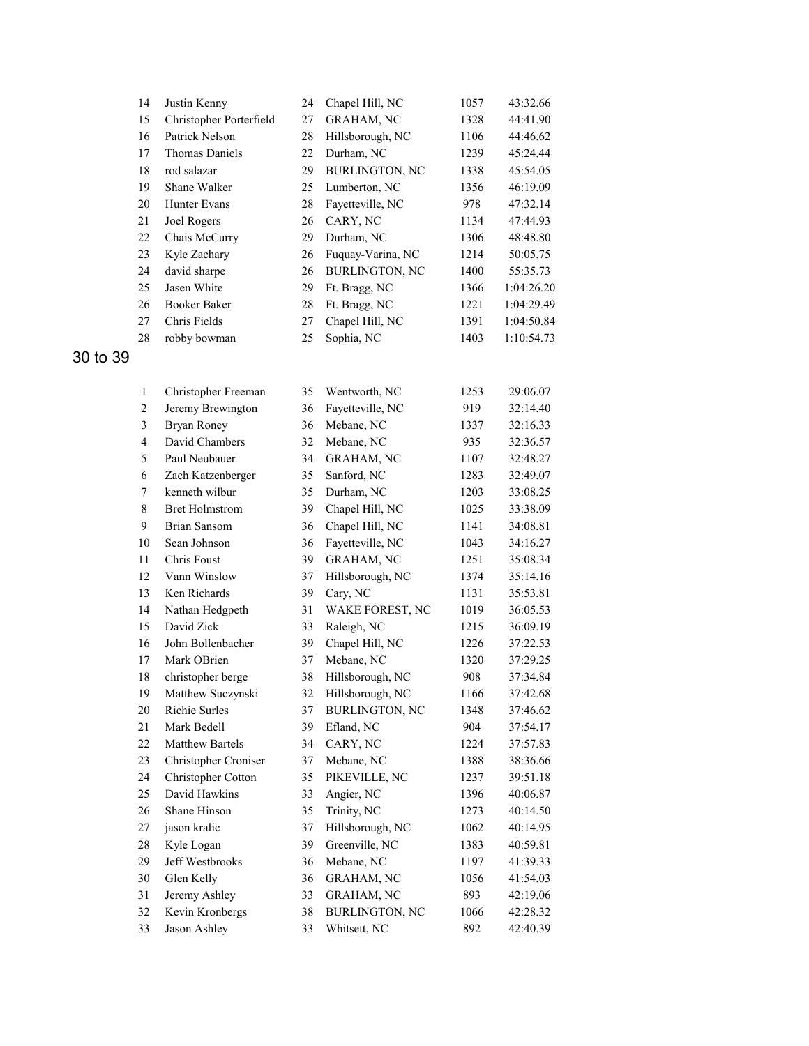| | | | | | |
|---|---|---|---|---|---|
| 14 | Justin Kenny | 24 | Chapel Hill, NC | 1057 | 43:32.66 |
| 15 | Christopher Porterfield | 27 | GRAHAM, NC | 1328 | 44:41.90 |
| 16 | Patrick Nelson | 28 | Hillsborough, NC | 1106 | 44:46.62 |
| 17 | Thomas Daniels | 22 | Durham, NC | 1239 | 45:24.44 |
| 18 | rod salazar | 29 | BURLINGTON, NC | 1338 | 45:54.05 |
| 19 | Shane Walker | 25 | Lumberton, NC | 1356 | 46:19.09 |
| 20 | Hunter Evans | 28 | Fayetteville, NC | 978 | 47:32.14 |
| 21 | Joel Rogers | 26 | CARY, NC | 1134 | 47:44.93 |
| 22 | Chais McCurry | 29 | Durham, NC | 1306 | 48:48.80 |
| 23 | Kyle Zachary | 26 | Fuquay-Varina, NC | 1214 | 50:05.75 |
| 24 | david sharpe | 26 | BURLINGTON, NC | 1400 | 55:35.73 |
| 25 | Jasen White | 29 | Ft. Bragg, NC | 1366 | 1:04:26.20 |
| 26 | Booker Baker | 28 | Ft. Bragg, NC | 1221 | 1:04:29.49 |
| 27 | Chris Fields | 27 | Chapel Hill, NC | 1391 | 1:04:50.84 |
| 28 | robby bowman | 25 | Sophia, NC | 1403 | 1:10:54.73 |

## 30 to 39

| | | | | | |
|---|---|---|---|---|---|
| 1 | Christopher Freeman | 35 | Wentworth, NC | 1253 | 29:06.07 |
| 2 | Jeremy Brewington | 36 | Fayetteville, NC | 919 | 32:14.40 |
| 3 | Bryan Roney | 36 | Mebane, NC | 1337 | 32:16.33 |
| 4 | David Chambers | 32 | Mebane, NC | 935 | 32:36.57 |
| 5 | Paul Neubauer | 34 | GRAHAM, NC | 1107 | 32:48.27 |
| 6 | Zach Katzenberger | 35 | Sanford, NC | 1283 | 32:49.07 |
| 7 | kenneth wilbur | 35 | Durham, NC | 1203 | 33:08.25 |
| 8 | Bret Holmstrom | 39 | Chapel Hill, NC | 1025 | 33:38.09 |
| 9 | Brian Sansom | 36 | Chapel Hill, NC | 1141 | 34:08.81 |
| 10 | Sean Johnson | 36 | Fayetteville, NC | 1043 | 34:16.27 |
| 11 | Chris Foust | 39 | GRAHAM, NC | 1251 | 35:08.34 |
| 12 | Vann Winslow | 37 | Hillsborough, NC | 1374 | 35:14.16 |
| 13 | Ken Richards | 39 | Cary, NC | 1131 | 35:53.81 |
| 14 | Nathan Hedgpeth | 31 | WAKE FOREST, NC | 1019 | 36:05.53 |
| 15 | David Zick | 33 | Raleigh, NC | 1215 | 36:09.19 |
| 16 | John Bollenbacher | 39 | Chapel Hill, NC | 1226 | 37:22.53 |
| 17 | Mark OBrien | 37 | Mebane, NC | 1320 | 37:29.25 |
| 18 | christopher berge | 38 | Hillsborough, NC | 908 | 37:34.84 |
| 19 | Matthew Suczynski | 32 | Hillsborough, NC | 1166 | 37:42.68 |
| 20 | Richie Surles | 37 | BURLINGTON, NC | 1348 | 37:46.62 |
| 21 | Mark Bedell | 39 | Efland, NC | 904 | 37:54.17 |
| 22 | Matthew Bartels | 34 | CARY, NC | 1224 | 37:57.83 |
| 23 | Christopher Croniser | 37 | Mebane, NC | 1388 | 38:36.66 |
| 24 | Christopher Cotton | 35 | PIKEVILLE, NC | 1237 | 39:51.18 |
| 25 | David Hawkins | 33 | Angier, NC | 1396 | 40:06.87 |
| 26 | Shane Hinson | 35 | Trinity, NC | 1273 | 40:14.50 |
| 27 | jason kralic | 37 | Hillsborough, NC | 1062 | 40:14.95 |
| 28 | Kyle Logan | 39 | Greenville, NC | 1383 | 40:59.81 |
| 29 | Jeff Westbrooks | 36 | Mebane, NC | 1197 | 41:39.33 |
| 30 | Glen Kelly | 36 | GRAHAM, NC | 1056 | 41:54.03 |
| 31 | Jeremy Ashley | 33 | GRAHAM, NC | 893 | 42:19.06 |
| 32 | Kevin Kronbergs | 38 | BURLINGTON, NC | 1066 | 42:28.32 |
| 33 | Jason Ashley | 33 | Whitsett, NC | 892 | 42:40.39 |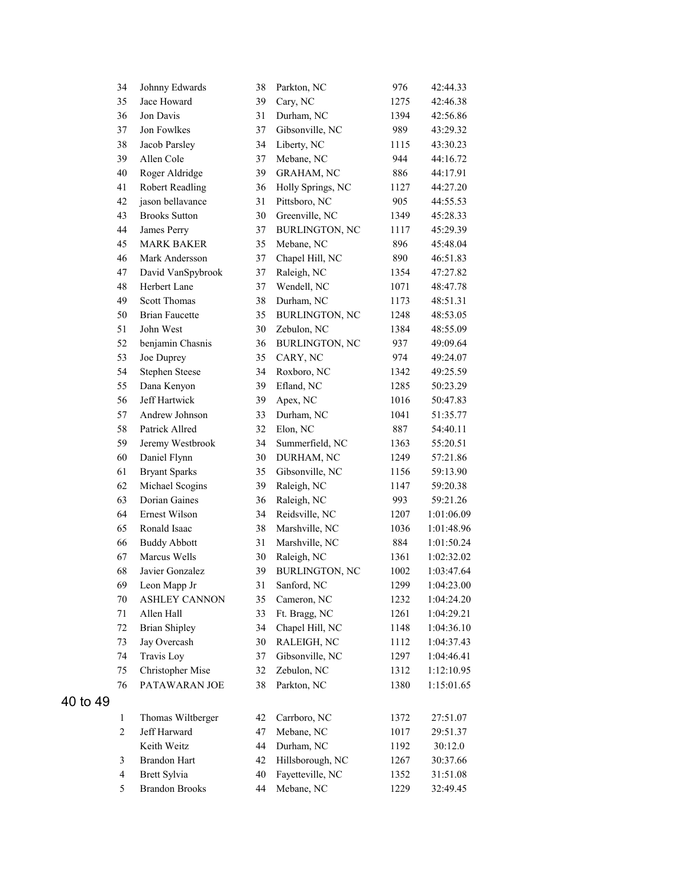| | | | | | |
|---|---|---|---|---|---|
| 34 | Johnny Edwards | 38 | Parkton, NC | 976 | 42:44.33 |
| 35 | Jace Howard | 39 | Cary, NC | 1275 | 42:46.38 |
| 36 | Jon Davis | 31 | Durham, NC | 1394 | 42:56.86 |
| 37 | Jon Fowlkes | 37 | Gibsonville, NC | 989 | 43:29.32 |
| 38 | Jacob Parsley | 34 | Liberty, NC | 1115 | 43:30.23 |
| 39 | Allen Cole | 37 | Mebane, NC | 944 | 44:16.72 |
| 40 | Roger Aldridge | 39 | GRAHAM, NC | 886 | 44:17.91 |
| 41 | Robert Readling | 36 | Holly Springs, NC | 1127 | 44:27.20 |
| 42 | jason bellavance | 31 | Pittsboro, NC | 905 | 44:55.53 |
| 43 | Brooks Sutton | 30 | Greenville, NC | 1349 | 45:28.33 |
| 44 | James Perry | 37 | BURLINGTON, NC | 1117 | 45:29.39 |
| 45 | MARK BAKER | 35 | Mebane, NC | 896 | 45:48.04 |
| 46 | Mark Andersson | 37 | Chapel Hill, NC | 890 | 46:51.83 |
| 47 | David VanSpybrook | 37 | Raleigh, NC | 1354 | 47:27.82 |
| 48 | Herbert Lane | 37 | Wendell, NC | 1071 | 48:47.78 |
| 49 | Scott Thomas | 38 | Durham, NC | 1173 | 48:51.31 |
| 50 | Brian Faucette | 35 | BURLINGTON, NC | 1248 | 48:53.05 |
| 51 | John West | 30 | Zebulon, NC | 1384 | 48:55.09 |
| 52 | benjamin Chasnis | 36 | BURLINGTON, NC | 937 | 49:09.64 |
| 53 | Joe Duprey | 35 | CARY, NC | 974 | 49:24.07 |
| 54 | Stephen Steese | 34 | Roxboro, NC | 1342 | 49:25.59 |
| 55 | Dana Kenyon | 39 | Efland, NC | 1285 | 50:23.29 |
| 56 | Jeff Hartwick | 39 | Apex, NC | 1016 | 50:47.83 |
| 57 | Andrew Johnson | 33 | Durham, NC | 1041 | 51:35.77 |
| 58 | Patrick Allred | 32 | Elon, NC | 887 | 54:40.11 |
| 59 | Jeremy Westbrook | 34 | Summerfield, NC | 1363 | 55:20.51 |
| 60 | Daniel Flynn | 30 | DURHAM, NC | 1249 | 57:21.86 |
| 61 | Bryant Sparks | 35 | Gibsonville, NC | 1156 | 59:13.90 |
| 62 | Michael Scogins | 39 | Raleigh, NC | 1147 | 59:20.38 |
| 63 | Dorian Gaines | 36 | Raleigh, NC | 993 | 59:21.26 |
| 64 | Ernest Wilson | 34 | Reidsville, NC | 1207 | 1:01:06.09 |
| 65 | Ronald Isaac | 38 | Marshville, NC | 1036 | 1:01:48.96 |
| 66 | Buddy Abbott | 31 | Marshville, NC | 884 | 1:01:50.24 |
| 67 | Marcus Wells | 30 | Raleigh, NC | 1361 | 1:02:32.02 |
| 68 | Javier Gonzalez | 39 | BURLINGTON, NC | 1002 | 1:03:47.64 |
| 69 | Leon Mapp Jr | 31 | Sanford, NC | 1299 | 1:04:23.00 |
| 70 | ASHLEY CANNON | 35 | Cameron, NC | 1232 | 1:04:24.20 |
| 71 | Allen Hall | 33 | Ft. Bragg, NC | 1261 | 1:04:29.21 |
| 72 | Brian Shipley | 34 | Chapel Hill, NC | 1148 | 1:04:36.10 |
| 73 | Jay Overcash | 30 | RALEIGH, NC | 1112 | 1:04:37.43 |
| 74 | Travis Loy | 37 | Gibsonville, NC | 1297 | 1:04:46.41 |
| 75 | Christopher Mise | 32 | Zebulon, NC | 1312 | 1:12:10.95 |
| 76 | PATAWARAN JOE | 38 | Parkton, NC | 1380 | 1:15:01.65 |

## 40 to 49

| | | | | | |
|---|---|---|---|---|---|
| 1 | Thomas Wiltberger | 42 | Carrboro, NC | 1372 | 27:51.07 |
| 2 | Jeff Harward | 47 | Mebane, NC | 1017 | 29:51.37 |
| | Keith Weitz | 44 | Durham, NC | 1192 | 30:12.0 |
| 3 | Brandon Hart | 42 | Hillsborough, NC | 1267 | 30:37.66 |
| 4 | Brett Sylvia | 40 | Fayetteville, NC | 1352 | 31:51.08 |
| 5 | Brandon Brooks | 44 | Mebane, NC | 1229 | 32:49.45 |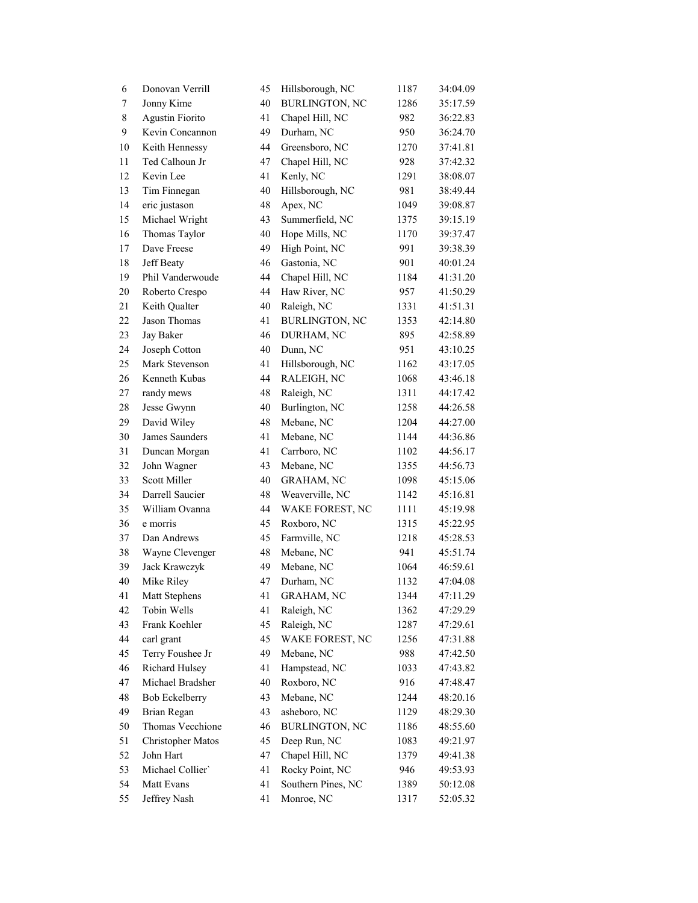| | | | | | |
|---|---|---|---|---|---|
| 6 | Donovan Verrill | 45 | Hillsborough, NC | 1187 | 34:04.09 |
| 7 | Jonny Kime | 40 | BURLINGTON, NC | 1286 | 35:17.59 |
| 8 | Agustin Fiorito | 41 | Chapel Hill, NC | 982 | 36:22.83 |
| 9 | Kevin Concannon | 49 | Durham, NC | 950 | 36:24.70 |
| 10 | Keith Hennessy | 44 | Greensboro, NC | 1270 | 37:41.81 |
| 11 | Ted Calhoun Jr | 47 | Chapel Hill, NC | 928 | 37:42.32 |
| 12 | Kevin Lee | 41 | Kenly, NC | 1291 | 38:08.07 |
| 13 | Tim Finnegan | 40 | Hillsborough, NC | 981 | 38:49.44 |
| 14 | eric justason | 48 | Apex, NC | 1049 | 39:08.87 |
| 15 | Michael Wright | 43 | Summerfield, NC | 1375 | 39:15.19 |
| 16 | Thomas Taylor | 40 | Hope Mills, NC | 1170 | 39:37.47 |
| 17 | Dave Freese | 49 | High Point, NC | 991 | 39:38.39 |
| 18 | Jeff Beaty | 46 | Gastonia, NC | 901 | 40:01.24 |
| 19 | Phil Vanderwoude | 44 | Chapel Hill, NC | 1184 | 41:31.20 |
| 20 | Roberto Crespo | 44 | Haw River, NC | 957 | 41:50.29 |
| 21 | Keith Qualter | 40 | Raleigh, NC | 1331 | 41:51.31 |
| 22 | Jason Thomas | 41 | BURLINGTON, NC | 1353 | 42:14.80 |
| 23 | Jay Baker | 46 | DURHAM, NC | 895 | 42:58.89 |
| 24 | Joseph Cotton | 40 | Dunn, NC | 951 | 43:10.25 |
| 25 | Mark Stevenson | 41 | Hillsborough, NC | 1162 | 43:17.05 |
| 26 | Kenneth Kubas | 44 | RALEIGH, NC | 1068 | 43:46.18 |
| 27 | randy mews | 48 | Raleigh, NC | 1311 | 44:17.42 |
| 28 | Jesse Gwynn | 40 | Burlington, NC | 1258 | 44:26.58 |
| 29 | David Wiley | 48 | Mebane, NC | 1204 | 44:27.00 |
| 30 | James Saunders | 41 | Mebane, NC | 1144 | 44:36.86 |
| 31 | Duncan Morgan | 41 | Carrboro, NC | 1102 | 44:56.17 |
| 32 | John Wagner | 43 | Mebane, NC | 1355 | 44:56.73 |
| 33 | Scott Miller | 40 | GRAHAM, NC | 1098 | 45:15.06 |
| 34 | Darrell Saucier | 48 | Weaverville, NC | 1142 | 45:16.81 |
| 35 | William Ovanna | 44 | WAKE FOREST, NC | 1111 | 45:19.98 |
| 36 | e morris | 45 | Roxboro, NC | 1315 | 45:22.95 |
| 37 | Dan Andrews | 45 | Farmville, NC | 1218 | 45:28.53 |
| 38 | Wayne Clevenger | 48 | Mebane, NC | 941 | 45:51.74 |
| 39 | Jack Krawczyk | 49 | Mebane, NC | 1064 | 46:59.61 |
| 40 | Mike Riley | 47 | Durham, NC | 1132 | 47:04.08 |
| 41 | Matt Stephens | 41 | GRAHAM, NC | 1344 | 47:11.29 |
| 42 | Tobin Wells | 41 | Raleigh, NC | 1362 | 47:29.29 |
| 43 | Frank Koehler | 45 | Raleigh, NC | 1287 | 47:29.61 |
| 44 | carl grant | 45 | WAKE FOREST, NC | 1256 | 47:31.88 |
| 45 | Terry Foushee Jr | 49 | Mebane, NC | 988 | 47:42.50 |
| 46 | Richard Hulsey | 41 | Hampstead, NC | 1033 | 47:43.82 |
| 47 | Michael Bradsher | 40 | Roxboro, NC | 916 | 47:48.47 |
| 48 | Bob Eckelberry | 43 | Mebane, NC | 1244 | 48:20.16 |
| 49 | Brian Regan | 43 | asheboro, NC | 1129 | 48:29.30 |
| 50 | Thomas Vecchione | 46 | BURLINGTON, NC | 1186 | 48:55.60 |
| 51 | Christopher Matos | 45 | Deep Run, NC | 1083 | 49:21.97 |
| 52 | John Hart | 47 | Chapel Hill, NC | 1379 | 49:41.38 |
| 53 | Michael Collier` | 41 | Rocky Point, NC | 946 | 49:53.93 |
| 54 | Matt Evans | 41 | Southern Pines, NC | 1389 | 50:12.08 |
| 55 | Jeffrey Nash | 41 | Monroe, NC | 1317 | 52:05.32 |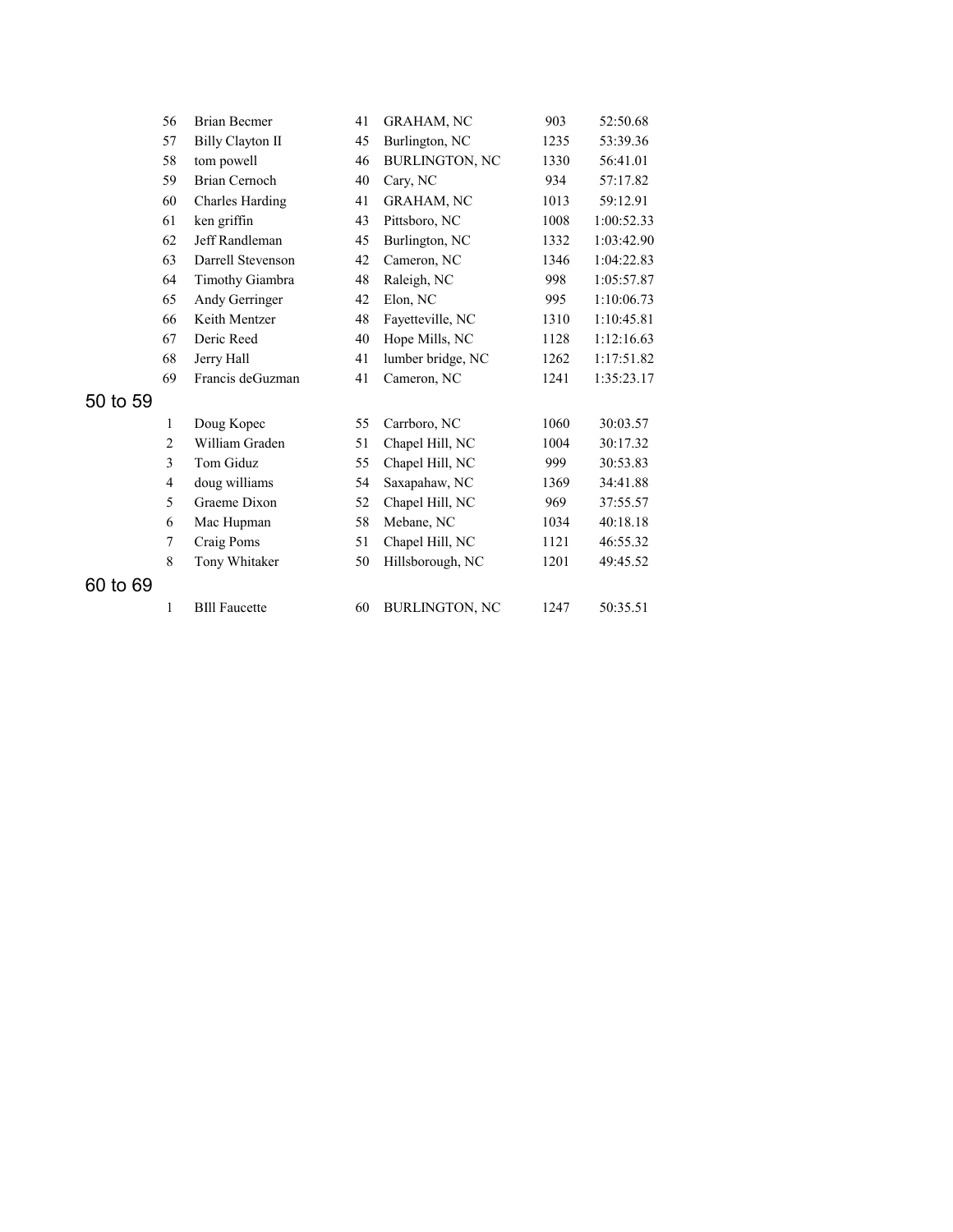| | | | | | |
|---|---|---|---|---|---|
| 56 | Brian Becmer | 41 | GRAHAM, NC | 903 | 52:50.68 |
| 57 | Billy Clayton II | 45 | Burlington, NC | 1235 | 53:39.36 |
| 58 | tom powell | 46 | BURLINGTON, NC | 1330 | 56:41.01 |
| 59 | Brian Cernoch | 40 | Cary, NC | 934 | 57:17.82 |
| 60 | Charles Harding | 41 | GRAHAM, NC | 1013 | 59:12.91 |
| 61 | ken griffin | 43 | Pittsboro, NC | 1008 | 1:00:52.33 |
| 62 | Jeff Randleman | 45 | Burlington, NC | 1332 | 1:03:42.90 |
| 63 | Darrell Stevenson | 42 | Cameron, NC | 1346 | 1:04:22.83 |
| 64 | Timothy Giambra | 48 | Raleigh, NC | 998 | 1:05:57.87 |
| 65 | Andy Gerringer | 42 | Elon, NC | 995 | 1:10:06.73 |
| 66 | Keith Mentzer | 48 | Fayetteville, NC | 1310 | 1:10:45.81 |
| 67 | Deric Reed | 40 | Hope Mills, NC | 1128 | 1:12:16.63 |
| 68 | Jerry Hall | 41 | lumber bridge, NC | 1262 | 1:17:51.82 |
| 69 | Francis deGuzman | 41 | Cameron, NC | 1241 | 1:35:23.17 |

## 50 to 59

| | | | | | |
|---|---|---|---|---|---|
| 1 | Doug Kopec | 55 | Carrboro, NC | 1060 | 30:03.57 |
| 2 | William Graden | 51 | Chapel Hill, NC | 1004 | 30:17.32 |
| 3 | Tom Giduz | 55 | Chapel Hill, NC | 999 | 30:53.83 |
| 4 | doug williams | 54 | Saxapahaw, NC | 1369 | 34:41.88 |
| 5 | Graeme Dixon | 52 | Chapel Hill, NC | 969 | 37:55.57 |
| 6 | Mac Hupman | 58 | Mebane, NC | 1034 | 40:18.18 |
| 7 | Craig Poms | 51 | Chapel Hill, NC | 1121 | 46:55.32 |
| 8 | Tony Whitaker | 50 | Hillsborough, NC | 1201 | 49:45.52 |

## 60 to 69

| | | | | | |
|---|---|---|---|---|---|
| 1 | BIll Faucette | 60 | BURLINGTON, NC | 1247 | 50:35.51 |